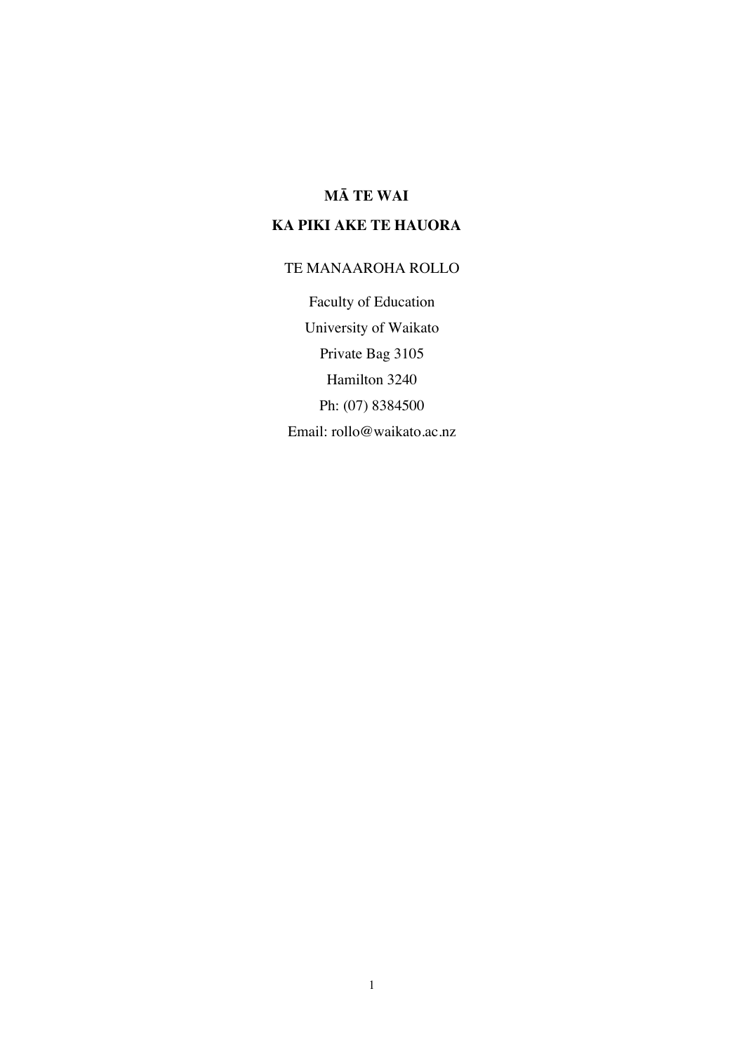# MĀ TE WAI

# KA PIKI AKE TE HAUORA

TE MANAAROHA ROLLO

Faculty of Education

University of Waikato

Private Bag 3105

Hamilton 3240

Ph: (07) 8384500

Email: rollo@waikato.ac.nz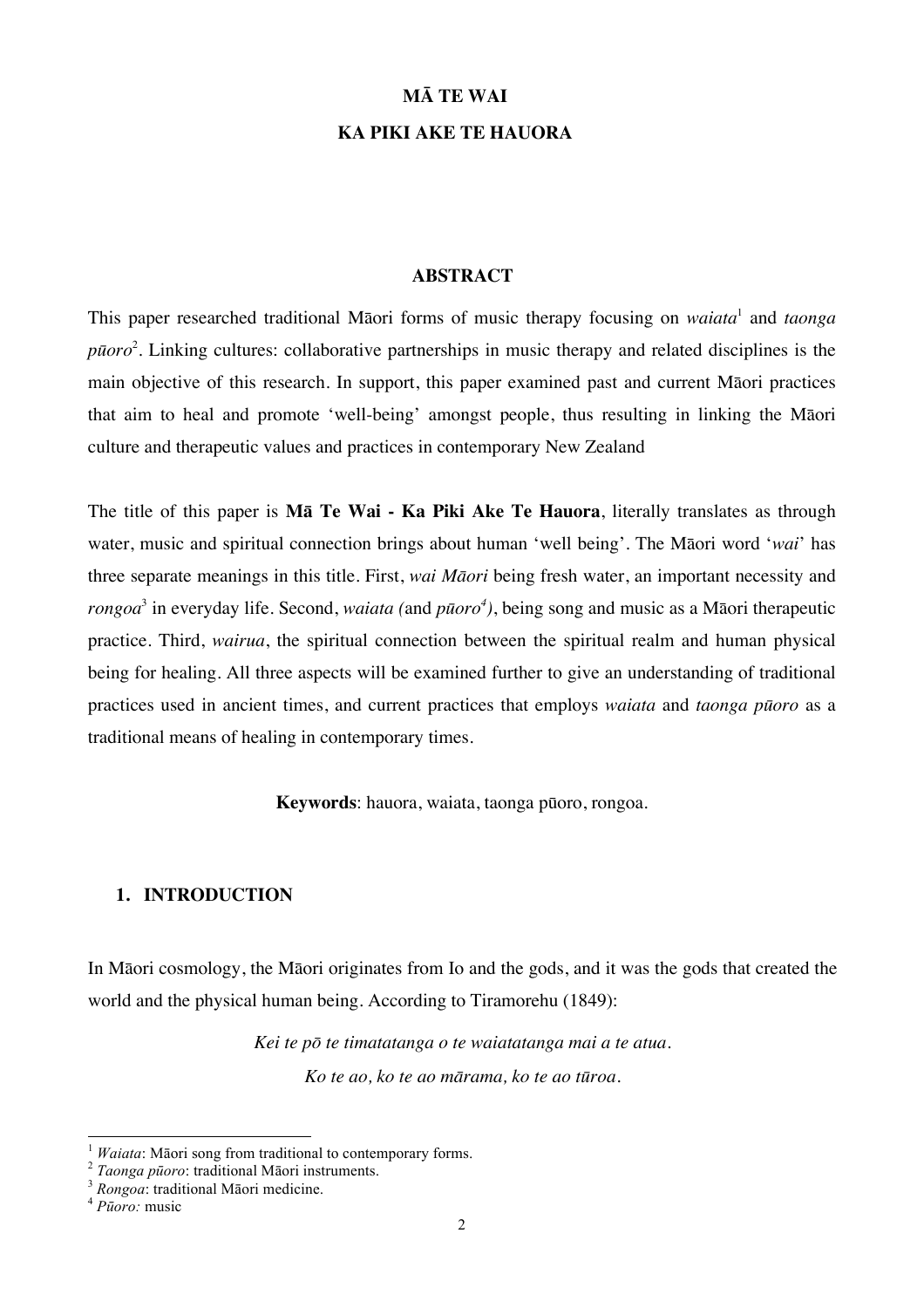**MĀ TE WAI**

**KA PIKI AKE TE HAUORA**

## ABSTRACT

This paper researched traditional Māori forms of music therapy focusing on *waiata*[1] and *taonga pūoro*[2]. Linking cultures: collaborative partnerships in music therapy and related disciplines is the main objective of this research. In support, this paper examined past and current Māori practices that aim to heal and promote 'well-being' amongst people, thus resulting in linking the Māori culture and therapeutic values and practices in contemporary New Zealand

The title of this paper is **Mā Te Wai - Ka Piki Ake Te Hauora**, literally translates as through water, music and spiritual connection brings about human 'well being'. The Māori word '*wai*' has three separate meanings in this title. First, *wai Māori* being fresh water, an important necessity and *rongoa*[3] in everyday life. Second, *waiata (*and *pūoro*[4]*)*, being song and music as a Māori therapeutic practice. Third, *wairua*, the spiritual connection between the spiritual realm and human physical being for healing. All three aspects will be examined further to give an understanding of traditional practices used in ancient times, and current practices that employs *waiata* and *taonga pūoro* as a traditional means of healing in contemporary times.

**Keywords**: hauora, waiata, taonga pūoro, rongoa.

## 1. INTRODUCTION

In Māori cosmology, the Māori originates from Io and the gods, and it was the gods that created the world and the physical human being. According to Tiramorehu (1849):

*Kei te pō te timatatanga o te waiatatanga mai a te atua.*

*Ko te ao, ko te ao mārama, ko te ao tūroa.*

---

[1] *Waiata*: Māori song from traditional to contemporary forms.

[2] *Taonga pūoro*: traditional Māori instruments.

[3] *Rongoa*: traditional Māori medicine.

[4] *Pūoro:* music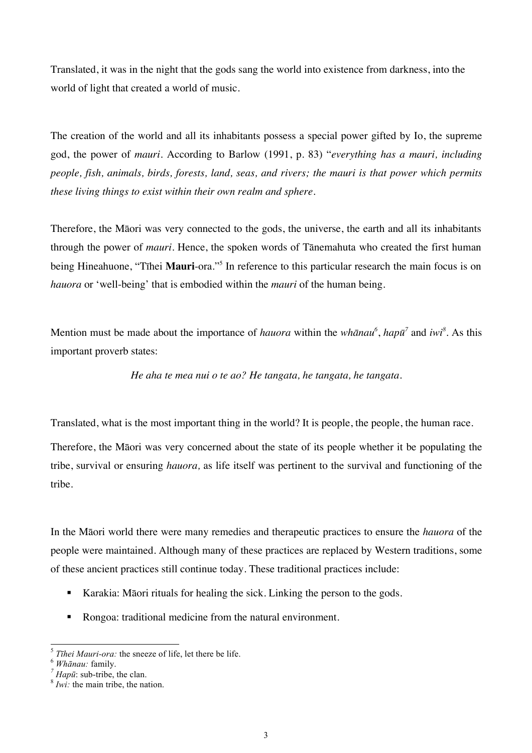Translated, it was in the night that the gods sang the world into existence from darkness, into the world of light that created a world of music.

The creation of the world and all its inhabitants possess a special power gifted by Io, the supreme god, the power of *mauri*. According to Barlow (1991, p. 83) "*everything has a mauri, including people, fish, animals, birds, forests, land, seas, and rivers; the mauri is that power which permits these living things to exist within their own realm and sphere.*

Therefore, the Māori was very connected to the gods, the universe, the earth and all its inhabitants through the power of *mauri*. Hence, the spoken words of Tānemahuta who created the first human being Hineahuone, "Tīhei **Mauri**-ora."[5] In reference to this particular research the main focus is on *hauora* or 'well-being' that is embodied within the *mauri* of the human being.

Mention must be made about the importance of *hauora* within the *whānau*[6], *hapū*[7] and *iwi*[8]. As this important proverb states:

*He aha te mea nui o te ao? He tangata, he tangata, he tangata.*

Translated, what is the most important thing in the world? It is people, the people, the human race.

Therefore, the Māori was very concerned about the state of its people whether it be populating the tribe, survival or ensuring *hauora,* as life itself was pertinent to the survival and functioning of the tribe.

In the Māori world there were many remedies and therapeutic practices to ensure the *hauora* of the people were maintained. Although many of these practices are replaced by Western traditions, some of these ancient practices still continue today. These traditional practices include:

- Karakia: Māori rituals for healing the sick. Linking the person to the gods.
- Rongoa: traditional medicine from the natural environment.

---

[5] *Tīhei Mauri-ora:* the sneeze of life, let there be life.
[6] *Whānau:* family.
[7] *Hapū*: sub-tribe, the clan.
[8] *Iwi:* the main tribe, the nation.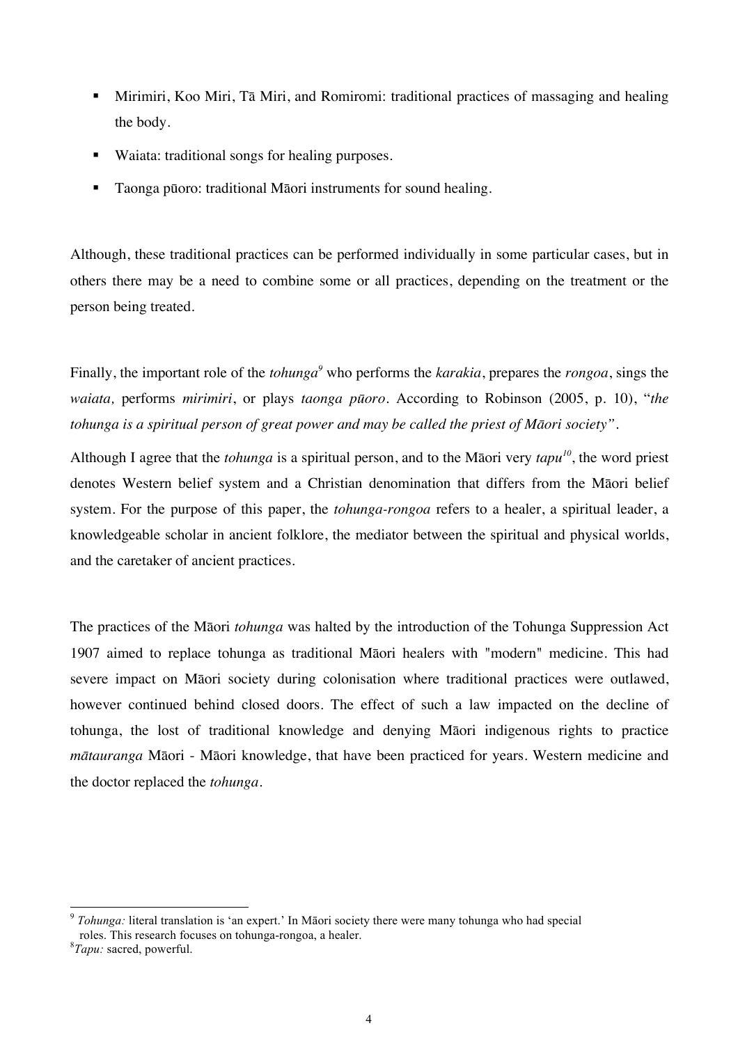- Mirimiri, Koo Miri, Tā Miri, and Romiromi: traditional practices of massaging and healing the body.
- Waiata: traditional songs for healing purposes.
- Taonga pūoro: traditional Māori instruments for sound healing.

Although, these traditional practices can be performed individually in some particular cases, but in others there may be a need to combine some or all practices, depending on the treatment or the person being treated.

Finally, the important role of the *tohunga*[9] who performs the *karakia*, prepares the *rongoa*, sings the *waiata,* performs *mirimiri*, or plays *taonga pūoro*. According to Robinson (2005, p. 10), "*the tohunga is a spiritual person of great power and may be called the priest of Māori society"*.

Although I agree that the *tohunga* is a spiritual person, and to the Māori very *tapu*[10], the word priest denotes Western belief system and a Christian denomination that differs from the Māori belief system. For the purpose of this paper, the *tohunga-rongoa* refers to a healer, a spiritual leader, a knowledgeable scholar in ancient folklore, the mediator between the spiritual and physical worlds, and the caretaker of ancient practices.

The practices of the Māori *tohunga* was halted by the introduction of the Tohunga Suppression Act 1907 aimed to replace tohunga as traditional Māori healers with "modern" medicine. This had severe impact on Māori society during colonisation where traditional practices were outlawed, however continued behind closed doors. The effect of such a law impacted on the decline of tohunga, the lost of traditional knowledge and denying Māori indigenous rights to practice *mātauranga* Māori - Māori knowledge, that have been practiced for years. Western medicine and the doctor replaced the *tohunga*.

---

[9] *Tohunga:* literal translation is 'an expert.' In Māori society there were many tohunga who had special roles. This research focuses on tohunga-rongoa, a healer.

[8] *Tapu:* sacred, powerful.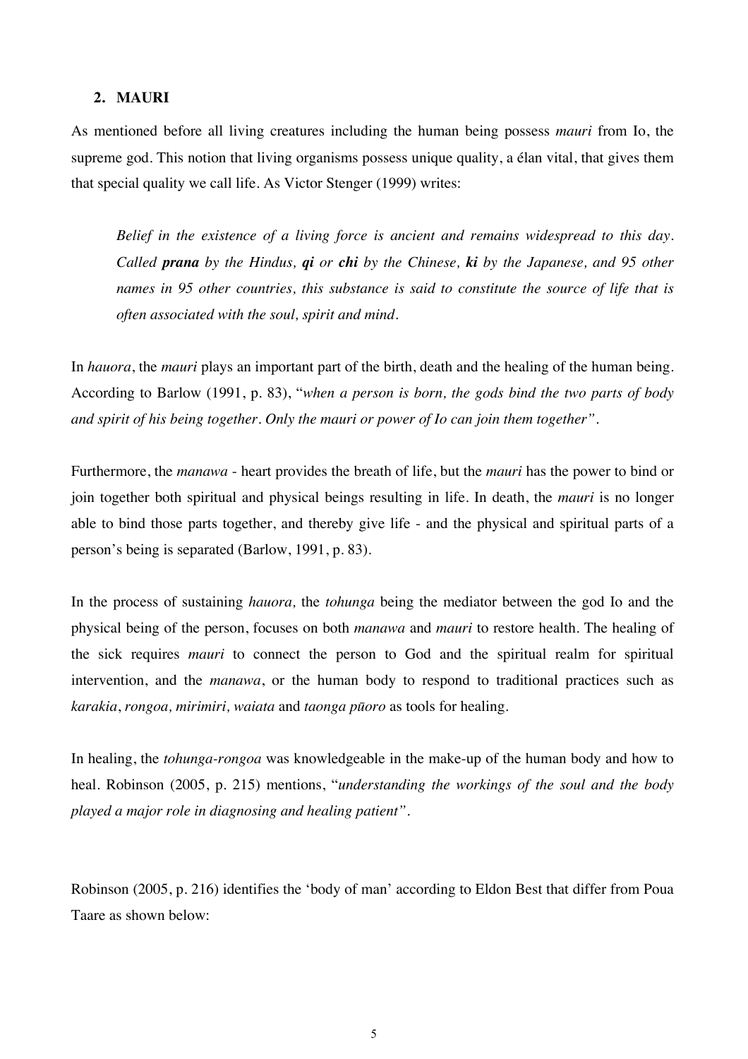## 2. MAURI

As mentioned before all living creatures including the human being possess *mauri* from Io, the supreme god. This notion that living organisms possess unique quality, a élan vital, that gives them that special quality we call life. As Victor Stenger (1999) writes:

> *Belief in the existence of a living force is ancient and remains widespread to this day. Called **prana** by the Hindus, **qi** or **chi** by the Chinese, **ki** by the Japanese, and 95 other names in 95 other countries, this substance is said to constitute the source of life that is often associated with the soul, spirit and mind.*

In *hauora*, the *mauri* plays an important part of the birth, death and the healing of the human being. According to Barlow (1991, p. 83), "*when a person is born, the gods bind the two parts of body and spirit of his being together. Only the mauri or power of Io can join them together"*.

Furthermore, the *manawa* - heart provides the breath of life, but the *mauri* has the power to bind or join together both spiritual and physical beings resulting in life. In death, the *mauri* is no longer able to bind those parts together, and thereby give life - and the physical and spiritual parts of a person's being is separated (Barlow, 1991, p. 83).

In the process of sustaining *hauora,* the *tohunga* being the mediator between the god Io and the physical being of the person, focuses on both *manawa* and *mauri* to restore health. The healing of the sick requires *mauri* to connect the person to God and the spiritual realm for spiritual intervention, and the *manawa*, or the human body to respond to traditional practices such as *karakia*, *rongoa, mirimiri, waiata* and *taonga pūoro* as tools for healing.

In healing, the *tohunga-rongoa* was knowledgeable in the make-up of the human body and how to heal. Robinson (2005, p. 215) mentions, "*understanding the workings of the soul and the body played a major role in diagnosing and healing patient"*.

Robinson (2005, p. 216) identifies the 'body of man' according to Eldon Best that differ from Poua Taare as shown below: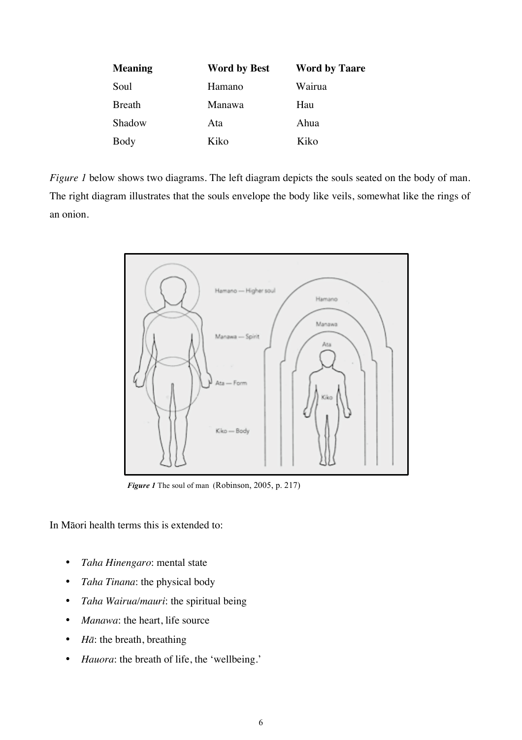| Meaning | Word by Best | Word by Taare |
|---|---|---|
| Soul | Hamano | Wairua |
| Breath | Manawa | Hau |
| Shadow | Ata | Ahua |
| Body | Kiko | Kiko |

*Figure 1* below shows two diagrams. The left diagram depicts the souls seated on the body of man. The right diagram illustrates that the souls envelope the body like veils, somewhat like the rings of an onion.

***Figure 1*** The soul of man (Robinson, 2005, p. 217)

In Māori health terms this is extended to:

- *Taha Hinengaro*: mental state
- *Taha Tinana*: the physical body
- *Taha Wairua/mauri*: the spiritual being
- *Manawa*: the heart, life source
- *Hā*: the breath, breathing
- *Hauora*: the breath of life, the 'wellbeing.'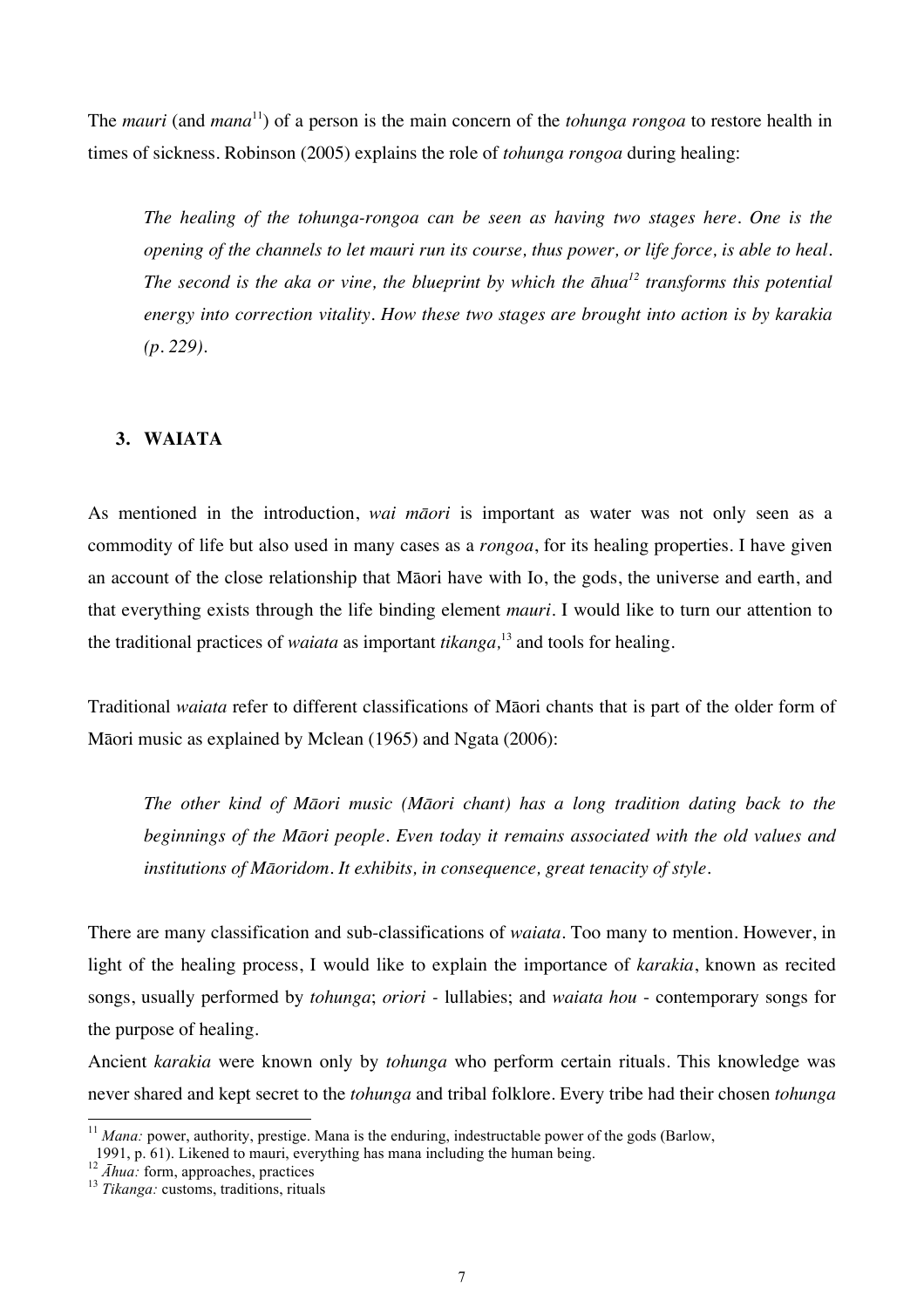The *mauri* (and *mana*[11]) of a person is the main concern of the *tohunga rongoa* to restore health in times of sickness. Robinson (2005) explains the role of *tohunga rongoa* during healing:

> *The healing of the tohunga-rongoa can be seen as having two stages here. One is the opening of the channels to let mauri run its course, thus power, or life force, is able to heal. The second is the aka or vine, the blueprint by which the āhua[12] transforms this potential energy into correction vitality. How these two stages are brought into action is by karakia (p. 229).*

## 3. WAIATA

As mentioned in the introduction, *wai māori* is important as water was not only seen as a commodity of life but also used in many cases as a *rongoa*, for its healing properties. I have given an account of the close relationship that Māori have with Io, the gods, the universe and earth, and that everything exists through the life binding element *mauri*. I would like to turn our attention to the traditional practices of *waiata* as important *tikanga,*[13] and tools for healing.

Traditional *waiata* refer to different classifications of Māori chants that is part of the older form of Māori music as explained by Mclean (1965) and Ngata (2006):

> *The other kind of Māori music (Māori chant) has a long tradition dating back to the beginnings of the Māori people. Even today it remains associated with the old values and institutions of Māoridom. It exhibits, in consequence, great tenacity of style.*

There are many classification and sub-classifications of *waiata*. Too many to mention. However, in light of the healing process, I would like to explain the importance of *karakia*, known as recited songs, usually performed by *tohunga*; *oriori* - lullabies; and *waiata hou* - contemporary songs for the purpose of healing.

Ancient *karakia* were known only by *tohunga* who perform certain rituals. This knowledge was never shared and kept secret to the *tohunga* and tribal folklore. Every tribe had their chosen *tohunga*

---

[11] *Mana:* power, authority, prestige. Mana is the enduring, indestructable power of the gods (Barlow, 1991, p. 61). Likened to mauri, everything has mana including the human being.

[12] *Āhua:* form, approaches, practices

[13] *Tikanga:* customs, traditions, rituals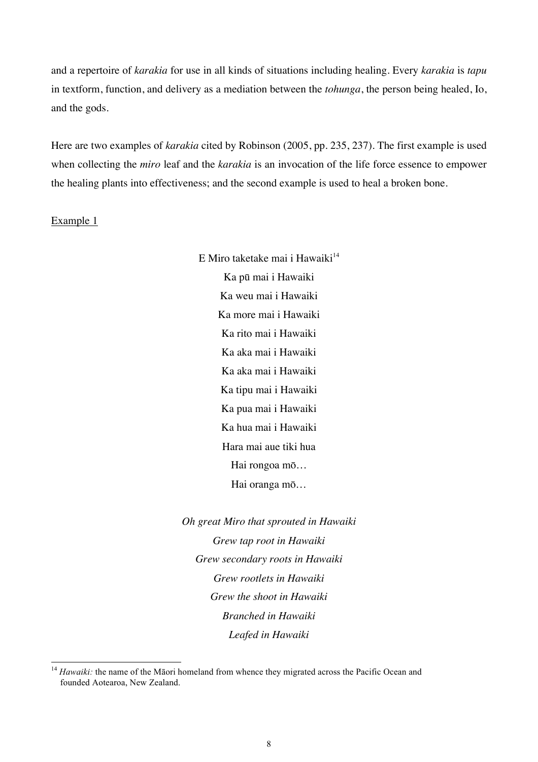and a repertoire of *karakia* for use in all kinds of situations including healing. Every *karakia* is *tapu* in textform, function, and delivery as a mediation between the *tohunga*, the person being healed, Io, and the gods.

Here are two examples of *karakia* cited by Robinson (2005, pp. 235, 237). The first example is used when collecting the *miro* leaf and the *karakia* is an invocation of the life force essence to empower the healing plants into effectiveness; and the second example is used to heal a broken bone.

Example 1

E Miro taketake mai i Hawaiki[14]
Ka pū mai i Hawaiki
Ka weu mai i Hawaiki
Ka more mai i Hawaiki
Ka rito mai i Hawaiki
Ka aka mai i Hawaiki
Ka aka mai i Hawaiki
Ka tipu mai i Hawaiki
Ka pua mai i Hawaiki
Ka hua mai i Hawaiki
Hara mai aue tiki hua
Hai rongoa mō…
Hai oranga mō…

*Oh great Miro that sprouted in Hawaiki*
*Grew tap root in Hawaiki*
*Grew secondary roots in Hawaiki*
*Grew rootlets in Hawaiki*
*Grew the shoot in Hawaiki*
*Branched in Hawaiki*
*Leafed in Hawaiki*

[14] *Hawaiki:* the name of the Māori homeland from whence they migrated across the Pacific Ocean and founded Aotearoa, New Zealand.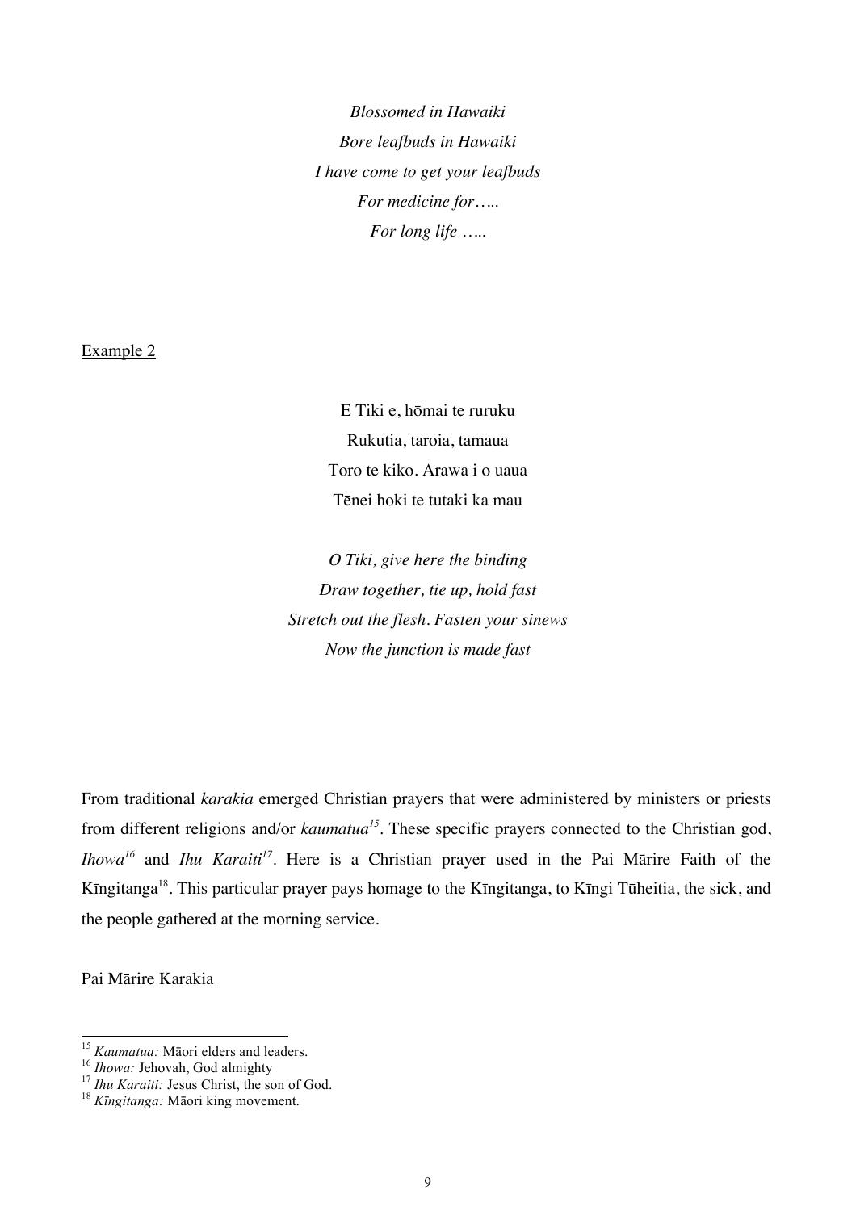*Blossomed in Hawaiki*
*Bore leafbuds in Hawaiki*
*I have come to get your leafbuds*
*For medicine for…..*
*For long life …..*

Example 2

E Tiki e, hōmai te ruruku
Rukutia, taroia, tamaua
Toro te kiko. Arawa i o uaua
Tēnei hoki te tutaki ka mau

*O Tiki, give here the binding*
*Draw together, tie up, hold fast*
*Stretch out the flesh. Fasten your sinews*
*Now the junction is made fast*

From traditional *karakia* emerged Christian prayers that were administered by ministers or priests from different religions and/or *kaumatua*[15]. These specific prayers connected to the Christian god, *Ihowa*[16] and *Ihu Karaiti*[17]. Here is a Christian prayer used in the Pai Mārire Faith of the Kīngitanga[18]. This particular prayer pays homage to the Kīngitanga, to Kīngi Tūheitia, the sick, and the people gathered at the morning service.

Pai Mārire Karakia

---

[15] *Kaumatua:* Māori elders and leaders.
[16] *Ihowa:* Jehovah, God almighty
[17] *Ihu Karaiti:* Jesus Christ, the son of God.
[18] *Kīngitanga:* Māori king movement.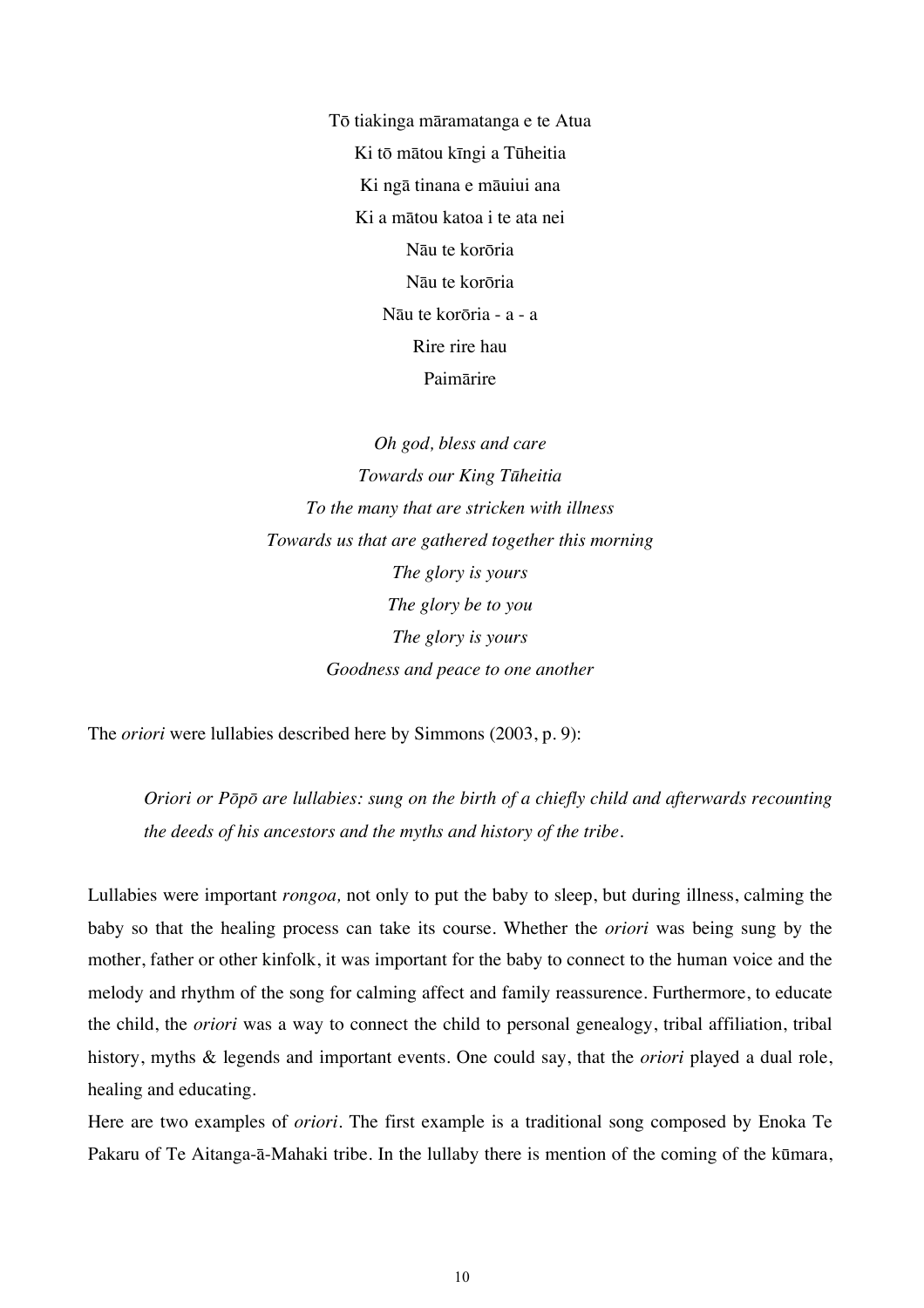Tō tiakinga māramatanga e te Atua  
Ki tō mātou kīngi a Tūheitia  
Ki ngā tinana e māuiui ana  
Ki a mātou katoa i te ata nei  
Nāu te korōria  
Nāu te korōria  
Nāu te korōria - a - a  
Rire rire hau  
Paimārire

*Oh god, bless and care*  
*Towards our King Tūheitia*  
*To the many that are stricken with illness*  
*Towards us that are gathered together this morning*  
*The glory is yours*  
*The glory be to you*  
*The glory is yours*  
*Goodness and peace to one another*

The *oriori* were lullabies described here by Simmons (2003, p. 9):

> *Oriori or Pōpō are lullabies: sung on the birth of a chiefly child and afterwards recounting the deeds of his ancestors and the myths and history of the tribe.*

Lullabies were important *rongoa,* not only to put the baby to sleep, but during illness, calming the baby so that the healing process can take its course. Whether the *oriori* was being sung by the mother, father or other kinfolk, it was important for the baby to connect to the human voice and the melody and rhythm of the song for calming affect and family reassurence. Furthermore, to educate the child, the *oriori* was a way to connect the child to personal genealogy, tribal affiliation, tribal history, myths & legends and important events. One could say, that the *oriori* played a dual role, healing and educating.

Here are two examples of *oriori*. The first example is a traditional song composed by Enoka Te Pakaru of Te Aitanga-ā-Mahaki tribe. In the lullaby there is mention of the coming of the kūmara,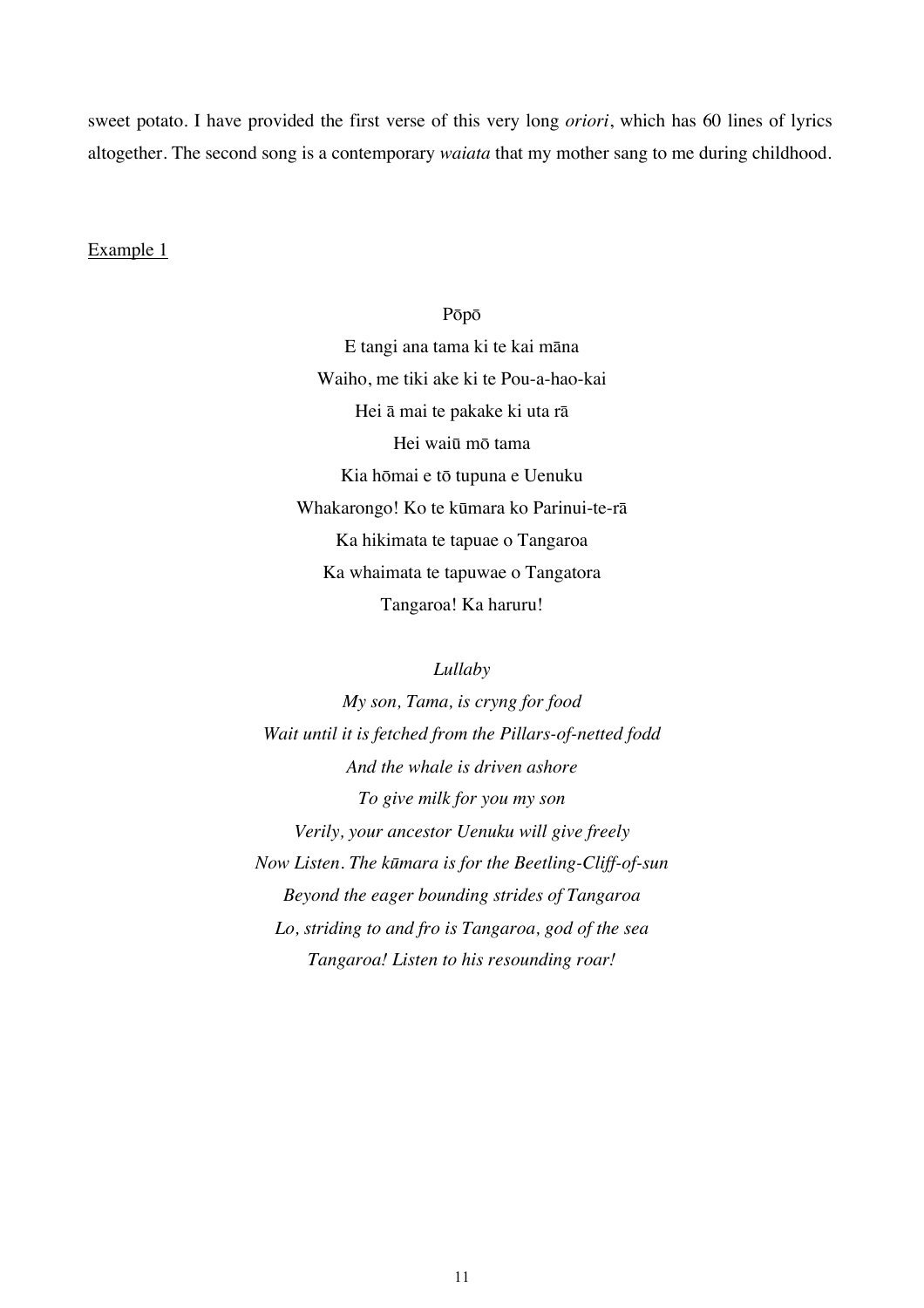sweet potato. I have provided the first verse of this very long *oriori*, which has 60 lines of lyrics altogether. The second song is a contemporary *waiata* that my mother sang to me during childhood.

Example 1

Pōpō
E tangi ana tama ki te kai māna
Waiho, me tiki ake ki te Pou-a-hao-kai
Hei ā mai te pakake ki uta rā
Hei waiū mō tama
Kia hōmai e tō tupuna e Uenuku
Whakarongo! Ko te kūmara ko Parinui-te-rā
Ka hikimata te tapuae o Tangaroa
Ka whaimata te tapuwae o Tangatora
Tangaroa! Ka haruru!

*Lullaby*
*My son, Tama, is cryng for food*
*Wait until it is fetched from the Pillars-of-netted fodd*
*And the whale is driven ashore*
*To give milk for you my son*
*Verily, your ancestor Uenuku will give freely*
*Now Listen. The kūmara is for the Beetling-Cliff-of-sun*
*Beyond the eager bounding strides of Tangaroa*
*Lo, striding to and fro is Tangaroa, god of the sea*
*Tangaroa! Listen to his resounding roar!*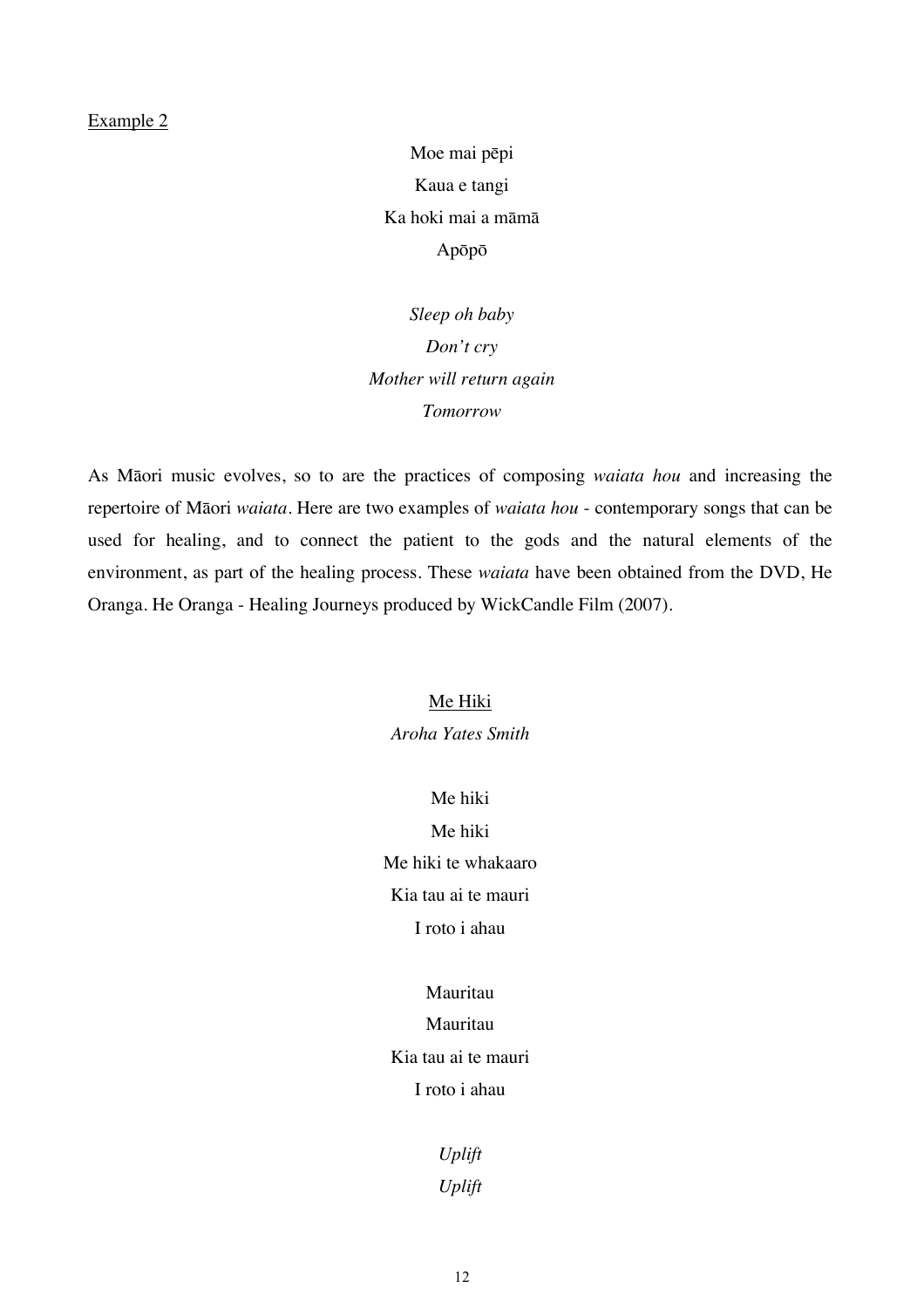Example 2

Moe mai pēpi
Kaua e tangi
Ka hoki mai a māmā
Apōpō

*Sleep oh baby*
*Don't cry*
*Mother will return again*
*Tomorrow*

As Māori music evolves, so to are the practices of composing *waiata hou* and increasing the repertoire of Māori *waiata*. Here are two examples of *waiata hou* - contemporary songs that can be used for healing, and to connect the patient to the gods and the natural elements of the environment, as part of the healing process. These *waiata* have been obtained from the DVD, He Oranga. He Oranga - Healing Journeys produced by WickCandle Film (2007).

Me Hiki
*Aroha Yates Smith*

Me hiki
Me hiki
Me hiki te whakaaro
Kia tau ai te mauri
I roto i ahau

Mauritau
Mauritau
Kia tau ai te mauri
I roto i ahau

*Uplift*
*Uplift*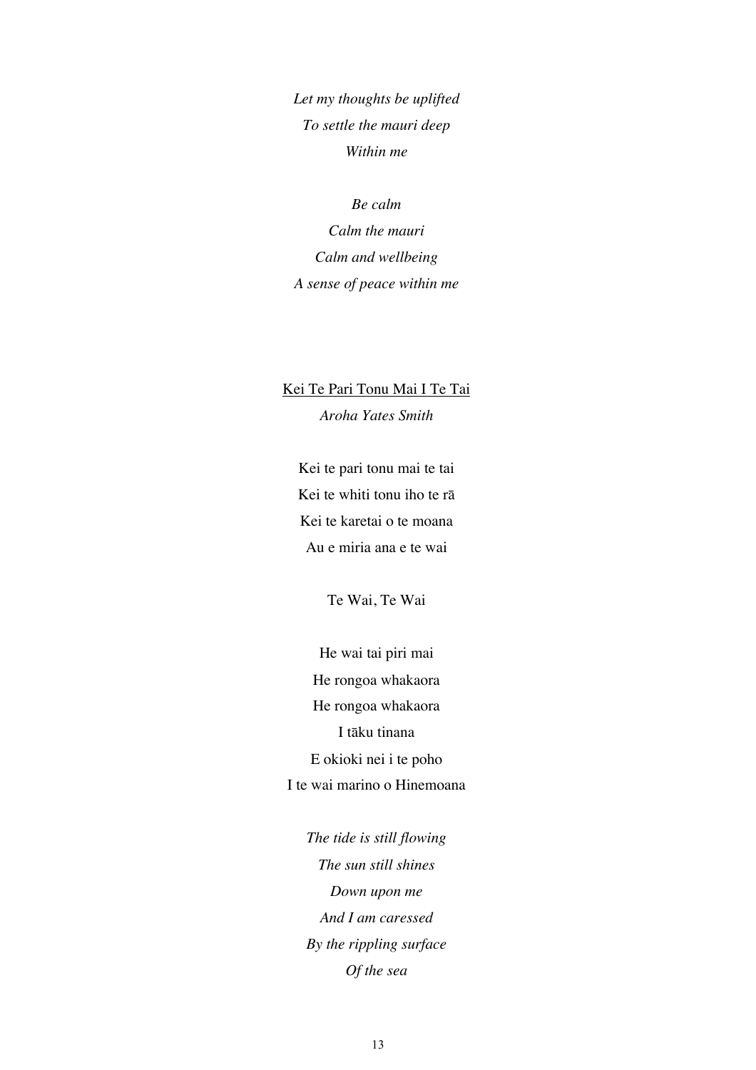*Let my thoughts be uplifted*
*To settle the mauri deep*
*Within me*

*Be calm*
*Calm the mauri*
*Calm and wellbeing*
*A sense of peace within me*

<u>Kei Te Pari Tonu Mai I Te Tai</u>

*Aroha Yates Smith*

Kei te pari tonu mai te tai
Kei te whiti tonu iho te rā
Kei te karetai o te moana
Au e miria ana e te wai

Te Wai, Te Wai

He wai tai piri mai
He rongoa whakaora
He rongoa whakaora
I tāku tinana
E okioki nei i te poho
I te wai marino o Hinemoana

*The tide is still flowing*
*The sun still shines*
*Down upon me*
*And I am caressed*
*By the rippling surface*
*Of the sea*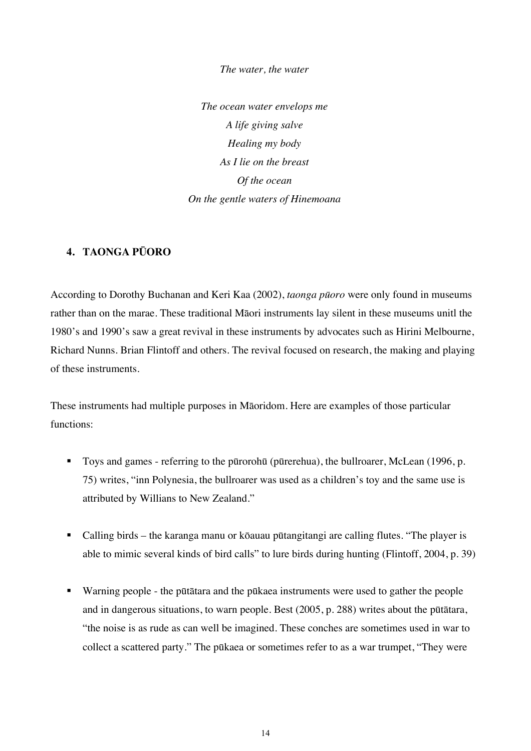*The water, the water*

*The ocean water envelops me*
*A life giving salve*
*Healing my body*
*As I lie on the breast*
*Of the ocean*
*On the gentle waters of Hinemoana*

## 4. TAONGA PŪORO

According to Dorothy Buchanan and Keri Kaa (2002), *taonga pūoro* were only found in museums rather than on the marae. These traditional Māori instruments lay silent in these museums unitl the 1980's and 1990's saw a great revival in these instruments by advocates such as Hirini Melbourne, Richard Nunns. Brian Flintoff and others. The revival focused on research, the making and playing of these instruments.

These instruments had multiple purposes in Māoridom. Here are examples of those particular functions:

- Toys and games - referring to the pūrorohū (pūrerehua), the bullroarer, McLean (1996, p. 75) writes, "inn Polynesia, the bullroarer was used as a children's toy and the same use is attributed by Willians to New Zealand."
- Calling birds – the karanga manu or kōauau pūtangitangi are calling flutes. "The player is able to mimic several kinds of bird calls" to lure birds during hunting (Flintoff, 2004, p. 39)
- Warning people - the pūtātara and the pūkaea instruments were used to gather the people and in dangerous situations, to warn people. Best (2005, p. 288) writes about the pūtātara, "the noise is as rude as can well be imagined. These conches are sometimes used in war to collect a scattered party." The pūkaea or sometimes refer to as a war trumpet, "They were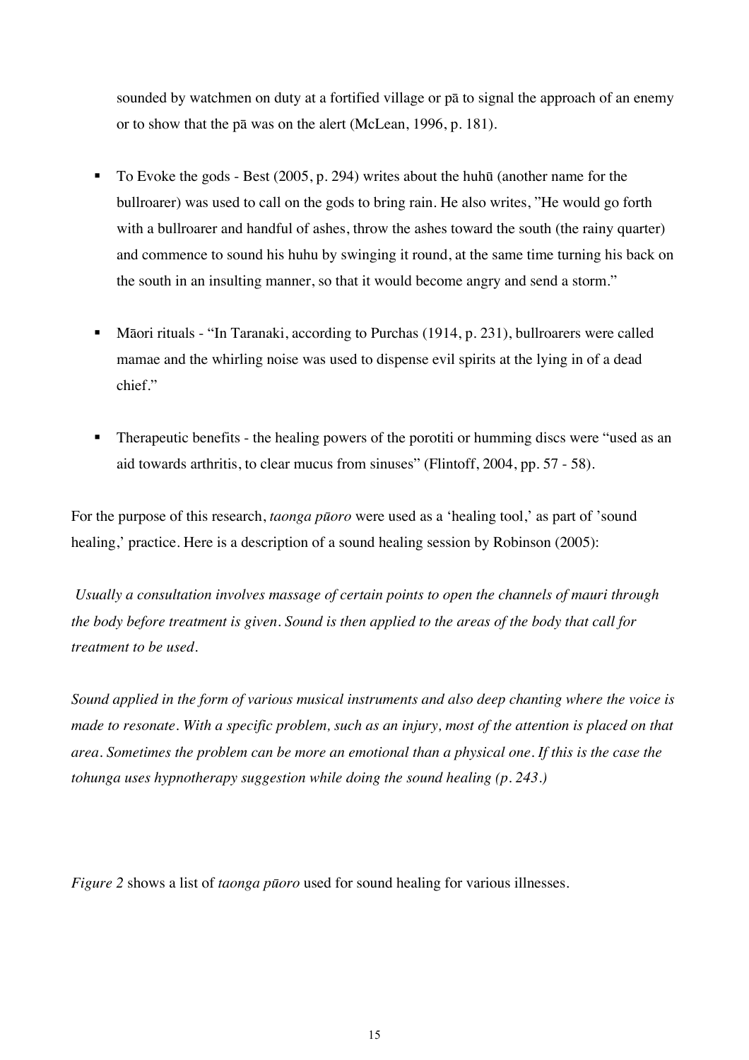sounded by watchmen on duty at a fortified village or pā to signal the approach of an enemy or to show that the pā was on the alert (McLean, 1996, p. 181).

- To Evoke the gods - Best (2005, p. 294) writes about the huhū (another name for the bullroarer) was used to call on the gods to bring rain. He also writes, "He would go forth with a bullroarer and handful of ashes, throw the ashes toward the south (the rainy quarter) and commence to sound his huhu by swinging it round, at the same time turning his back on the south in an insulting manner, so that it would become angry and send a storm."

- Māori rituals - "In Taranaki, according to Purchas (1914, p. 231), bullroarers were called mamae and the whirling noise was used to dispense evil spirits at the lying in of a dead chief."

- Therapeutic benefits - the healing powers of the porotiti or humming discs were "used as an aid towards arthritis, to clear mucus from sinuses" (Flintoff, 2004, pp. 57 - 58).

For the purpose of this research, *taonga pūoro* were used as a 'healing tool,' as part of 'sound healing,' practice. Here is a description of a sound healing session by Robinson (2005):

*Usually a consultation involves massage of certain points to open the channels of mauri through the body before treatment is given. Sound is then applied to the areas of the body that call for treatment to be used.*

*Sound applied in the form of various musical instruments and also deep chanting where the voice is made to resonate. With a specific problem, such as an injury, most of the attention is placed on that area. Sometimes the problem can be more an emotional than a physical one. If this is the case the tohunga uses hypnotherapy suggestion while doing the sound healing (p. 243.)*

*Figure 2* shows a list of *taonga pūoro* used for sound healing for various illnesses.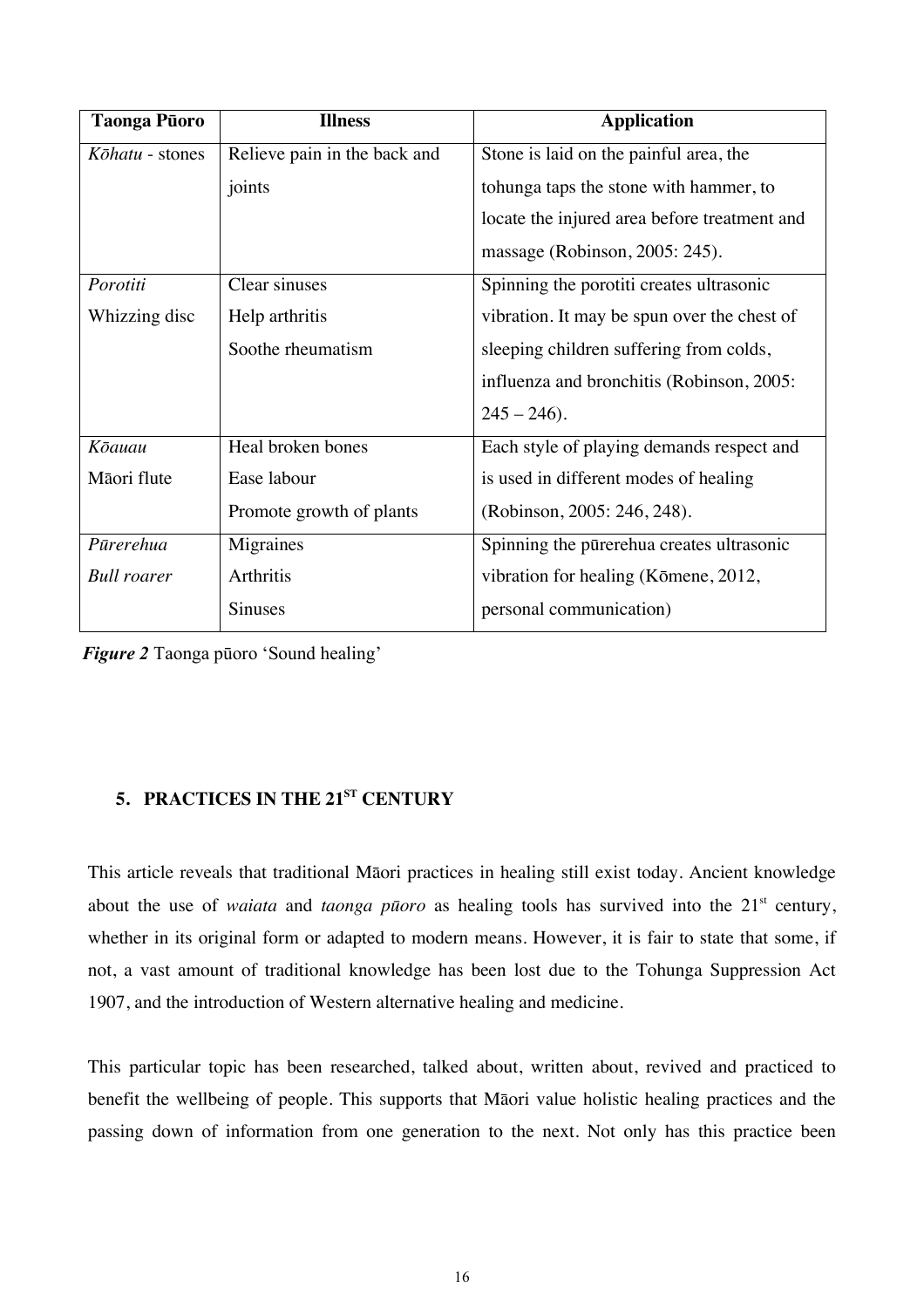| Taonga Pūoro | Illness | Application |
|---|---|---|
| *Kōhatu* - stones | Relieve pain in the back and joints | Stone is laid on the painful area, the tohunga taps the stone with hammer, to locate the injured area before treatment and massage (Robinson, 2005: 245). |
| *Porotiti* Whizzing disc | Clear sinuses Help arthritis Soothe rheumatism | Spinning the porotiti creates ultrasonic vibration. It may be spun over the chest of sleeping children suffering from colds, influenza and bronchitis (Robinson, 2005: 245 – 246). |
| *Kōauau* Māori flute | Heal broken bones Ease labour Promote growth of plants | Each style of playing demands respect and is used in different modes of healing (Robinson, 2005: 246, 248). |
| *Pūrerehua* *Bull roarer* | Migraines Arthritis Sinuses | Spinning the pūrerehua creates ultrasonic vibration for healing (Kōmene, 2012, personal communication) |

***Figure 2*** Taonga pūoro 'Sound healing'

## 5. PRACTICES IN THE 21ST CENTURY

This article reveals that traditional Māori practices in healing still exist today. Ancient knowledge about the use of *waiata* and *taonga pūoro* as healing tools has survived into the 21st century, whether in its original form or adapted to modern means. However, it is fair to state that some, if not, a vast amount of traditional knowledge has been lost due to the Tohunga Suppression Act 1907, and the introduction of Western alternative healing and medicine.

This particular topic has been researched, talked about, written about, revived and practiced to benefit the wellbeing of people. This supports that Māori value holistic healing practices and the passing down of information from one generation to the next. Not only has this practice been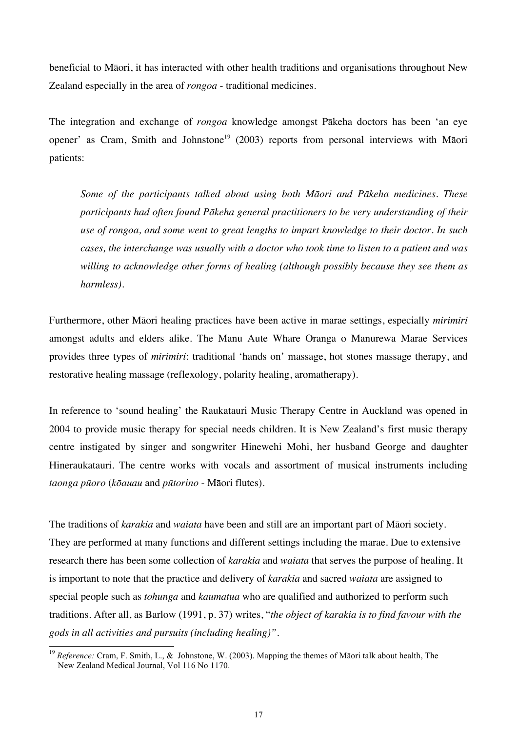beneficial to Māori, it has interacted with other health traditions and organisations throughout New Zealand especially in the area of *rongoa* - traditional medicines.

The integration and exchange of *rongoa* knowledge amongst Pākeha doctors has been 'an eye opener' as Cram, Smith and Johnstone[19] (2003) reports from personal interviews with Māori patients:

> *Some of the participants talked about using both Māori and Pākeha medicines. These participants had often found Pākeha general practitioners to be very understanding of their use of rongoa, and some went to great lengths to impart knowledge to their doctor. In such cases, the interchange was usually with a doctor who took time to listen to a patient and was willing to acknowledge other forms of healing (although possibly because they see them as harmless).*

Furthermore, other Māori healing practices have been active in marae settings, especially *mirimiri* amongst adults and elders alike. The Manu Aute Whare Oranga o Manurewa Marae Services provides three types of *mirimiri*: traditional 'hands on' massage, hot stones massage therapy, and restorative healing massage (reflexology, polarity healing, aromatherapy).

In reference to 'sound healing' the Raukatauri Music Therapy Centre in Auckland was opened in 2004 to provide music therapy for special needs children. It is New Zealand's first music therapy centre instigated by singer and songwriter Hinewehi Mohi, her husband George and daughter Hineraukatauri. The centre works with vocals and assortment of musical instruments including *taonga pūoro* (*kōauau* and *pūtorino* - Māori flutes).

The traditions of *karakia* and *waiata* have been and still are an important part of Māori society. They are performed at many functions and different settings including the marae. Due to extensive research there has been some collection of *karakia* and *waiata* that serves the purpose of healing. It is important to note that the practice and delivery of *karakia* and sacred *waiata* are assigned to special people such as *tohunga* and *kaumatua* who are qualified and authorized to perform such traditions. After all, as Barlow (1991, p. 37) writes, "*the object of karakia is to find favour with the gods in all activities and pursuits (including healing)*".

---

[19] *Reference:* Cram, F. Smith, L., & Johnstone, W. (2003). Mapping the themes of Māori talk about health, The New Zealand Medical Journal, Vol 116 No 1170.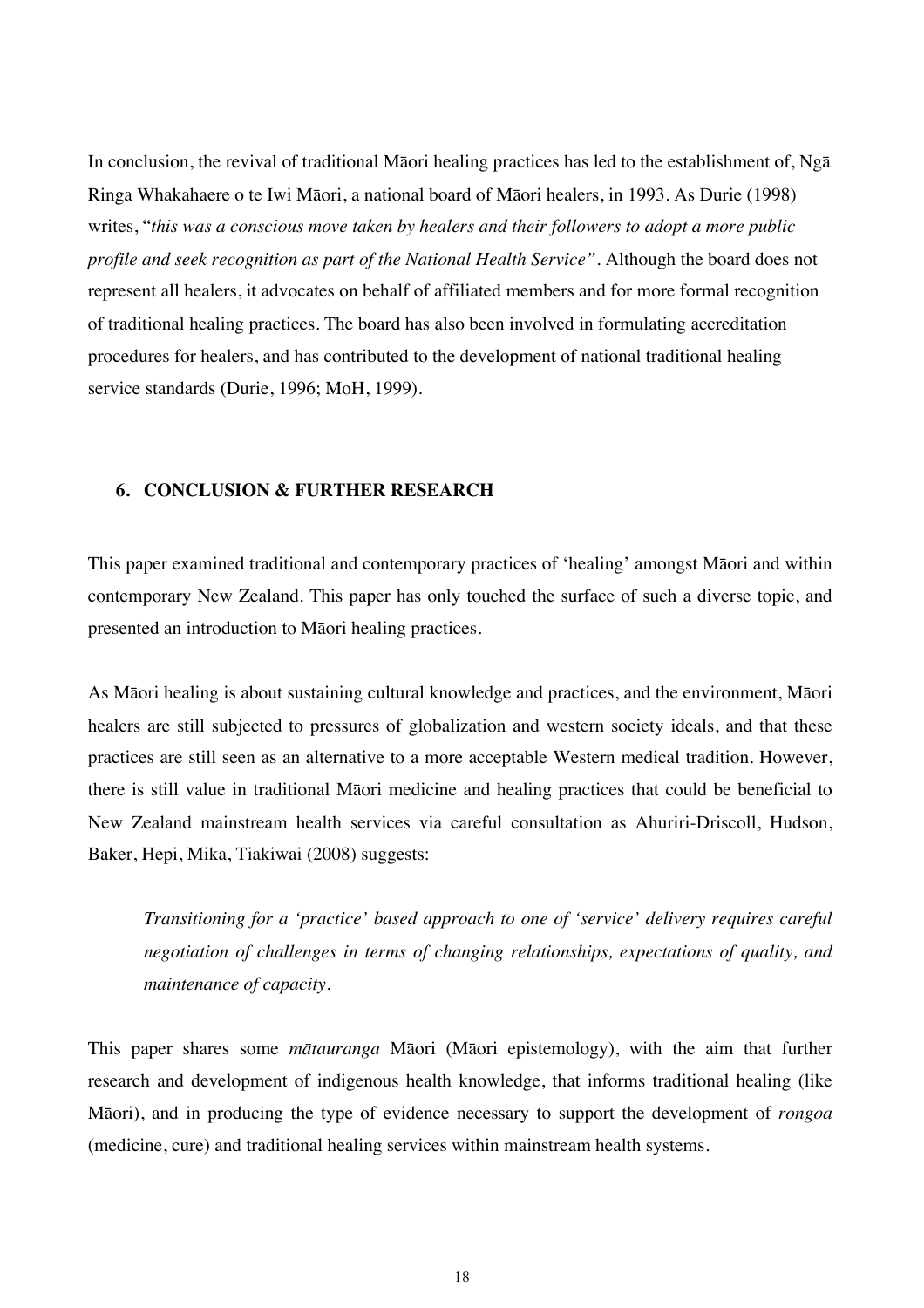In conclusion, the revival of traditional Māori healing practices has led to the establishment of, Ngā Ringa Whakahaere o te Iwi Māori, a national board of Māori healers, in 1993. As Durie (1998) writes, "*this was a conscious move taken by healers and their followers to adopt a more public profile and seek recognition as part of the National Health Service"*. Although the board does not represent all healers, it advocates on behalf of affiliated members and for more formal recognition of traditional healing practices. The board has also been involved in formulating accreditation procedures for healers, and has contributed to the development of national traditional healing service standards (Durie, 1996; MoH, 1999).

## 6. CONCLUSION & FURTHER RESEARCH

This paper examined traditional and contemporary practices of 'healing' amongst Māori and within contemporary New Zealand. This paper has only touched the surface of such a diverse topic, and presented an introduction to Māori healing practices.

As Māori healing is about sustaining cultural knowledge and practices, and the environment, Māori healers are still subjected to pressures of globalization and western society ideals, and that these practices are still seen as an alternative to a more acceptable Western medical tradition. However, there is still value in traditional Māori medicine and healing practices that could be beneficial to New Zealand mainstream health services via careful consultation as Ahuriri-Driscoll, Hudson, Baker, Hepi, Mika, Tiakiwai (2008) suggests:

> *Transitioning for a 'practice' based approach to one of 'service' delivery requires careful negotiation of challenges in terms of changing relationships, expectations of quality, and maintenance of capacity.*

This paper shares some *mātauranga* Māori (Māori epistemology), with the aim that further research and development of indigenous health knowledge, that informs traditional healing (like Māori), and in producing the type of evidence necessary to support the development of *rongoa* (medicine, cure) and traditional healing services within mainstream health systems.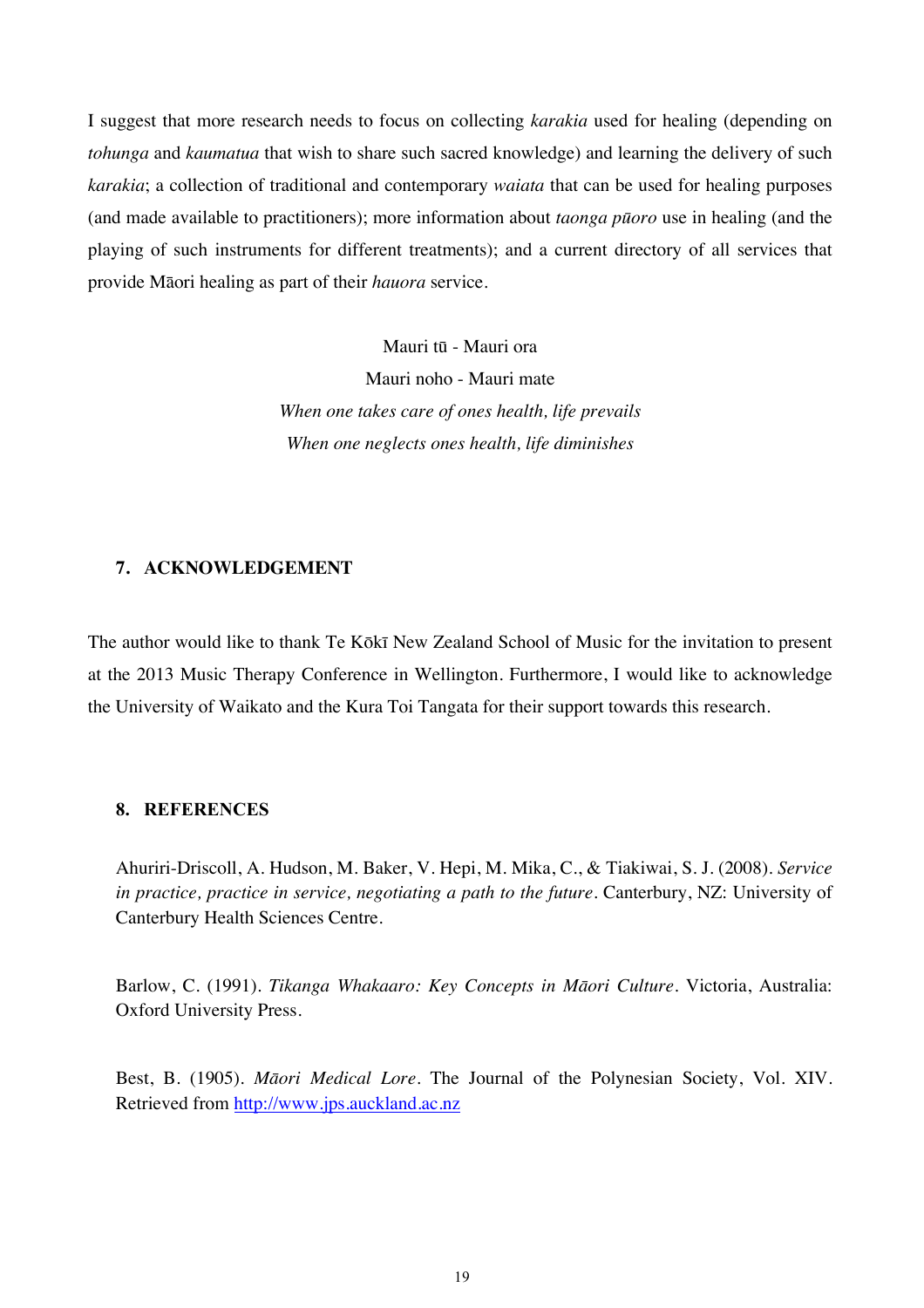I suggest that more research needs to focus on collecting *karakia* used for healing (depending on *tohunga* and *kaumatua* that wish to share such sacred knowledge) and learning the delivery of such *karakia*; a collection of traditional and contemporary *waiata* that can be used for healing purposes (and made available to practitioners); more information about *taonga pūoro* use in healing (and the playing of such instruments for different treatments); and a current directory of all services that provide Māori healing as part of their *hauora* service.

Mauri tū - Mauri ora
Mauri noho - Mauri mate
*When one takes care of ones health, life prevails*
*When one neglects ones health, life diminishes*

## 7. ACKNOWLEDGEMENT

The author would like to thank Te Kōkī New Zealand School of Music for the invitation to present at the 2013 Music Therapy Conference in Wellington. Furthermore, I would like to acknowledge the University of Waikato and the Kura Toi Tangata for their support towards this research.

## 8. REFERENCES

Ahuriri-Driscoll, A. Hudson, M. Baker, V. Hepi, M. Mika, C., & Tiakiwai, S. J. (2008). *Service in practice, practice in service, negotiating a path to the future*. Canterbury, NZ: University of Canterbury Health Sciences Centre.

Barlow, C. (1991). *Tikanga Whakaaro: Key Concepts in Māori Culture*. Victoria, Australia: Oxford University Press.

Best, B. (1905). *Māori Medical Lore*. The Journal of the Polynesian Society, Vol. XIV. Retrieved from http://www.jps.auckland.ac.nz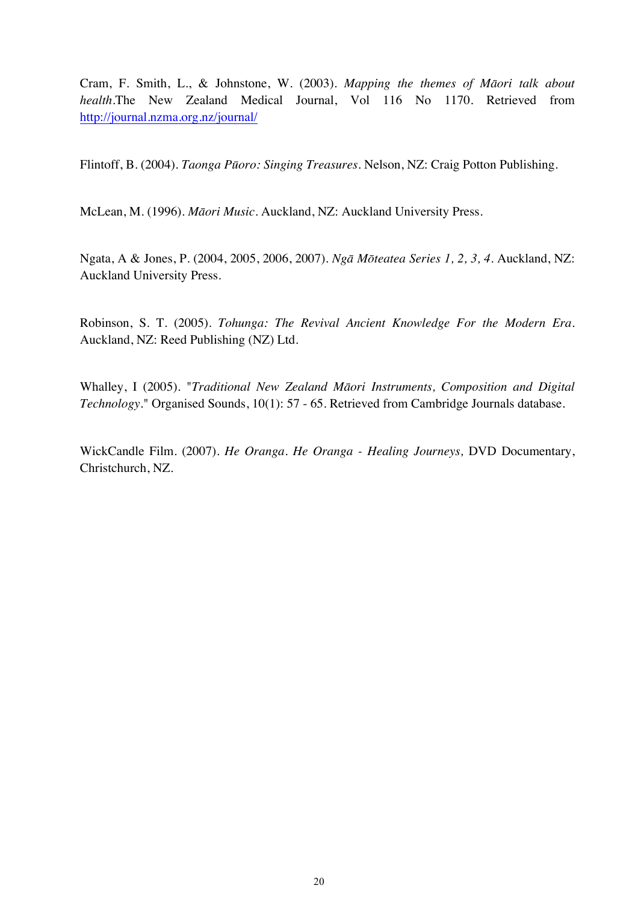Cram, F. Smith, L., & Johnstone, W. (2003). *Mapping the themes of Māori talk about health*.The New Zealand Medical Journal, Vol 116 No 1170. Retrieved from http://journal.nzma.org.nz/journal/

Flintoff, B. (2004). *Taonga Pūoro: Singing Treasures*. Nelson, NZ: Craig Potton Publishing.

McLean, M. (1996). *Māori Music*. Auckland, NZ: Auckland University Press.

Ngata, A & Jones, P. (2004, 2005, 2006, 2007). *Ngā Mōteatea Series 1, 2, 3, 4*. Auckland, NZ: Auckland University Press.

Robinson, S. T. (2005). *Tohunga: The Revival Ancient Knowledge For the Modern Era*. Auckland, NZ: Reed Publishing (NZ) Ltd.

Whalley, I (2005). "*Traditional New Zealand Māori Instruments, Composition and Digital Technology*." Organised Sounds, 10(1): 57 - 65. Retrieved from Cambridge Journals database.

WickCandle Film. (2007). *He Oranga. He Oranga - Healing Journeys,* DVD Documentary, Christchurch, NZ.